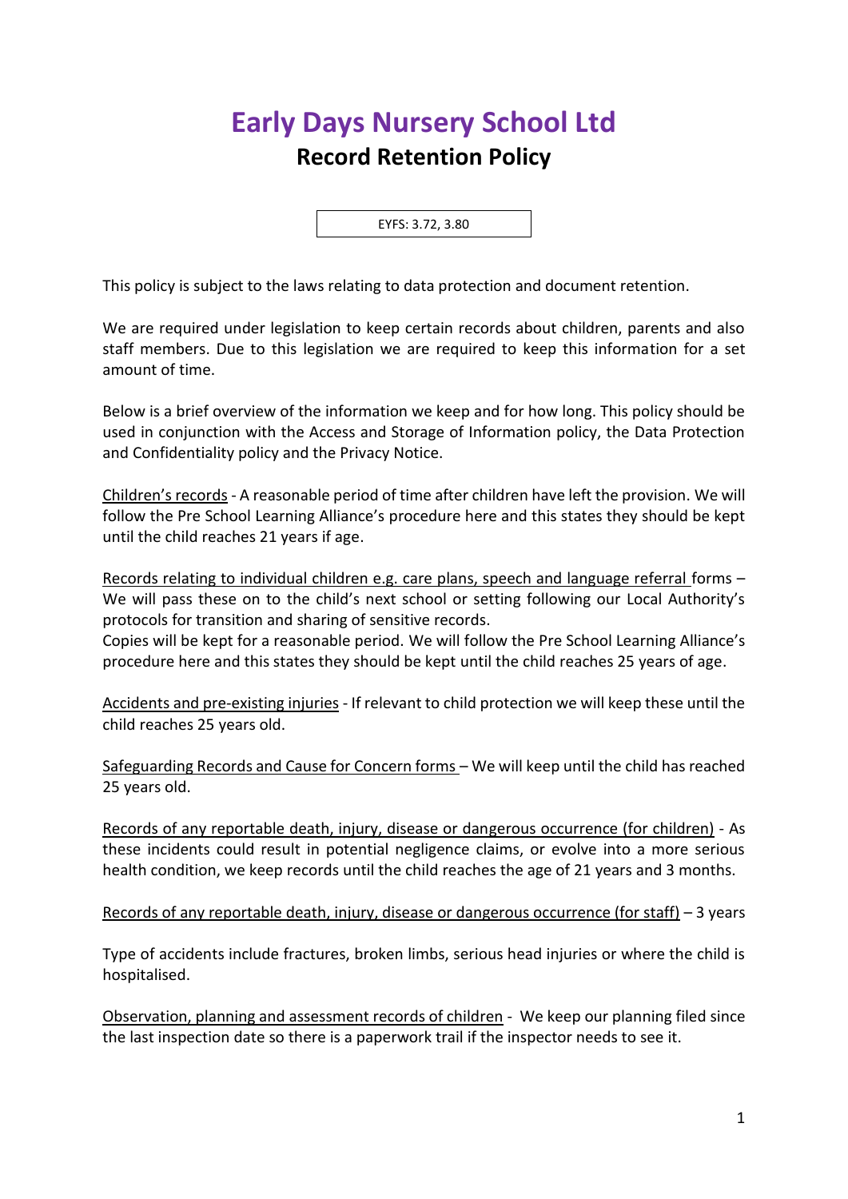# Early Days Nursery School Ltd

## Record Retention Policy

EYFS: 3.72, 3.80

This policy is subject to the laws relating to data protection and document retention.

We are required under legislation to keep certain records about children, parents and also staff members. Due to this legislation we are required to keep this information for a set amount of time.

Below is a brief overview of the information we keep and for how long. This policy should be used in conjunction with the Access and Storage of Information policy, the Data Protection and Confidentiality policy and the Privacy Notice.

<u>Children's records</u> - A reasonable period of time after children have left the provision. We will follow the Pre School Learning Alliance's procedure here and this states they should be kept until the child reaches 21 years if age.

<u>Records relating to individual children e.g. care plans, speech and language referral</u> forms – We will pass these on to the child's next school or setting following our Local Authority's protocols for transition and sharing of sensitive records.
Copies will be kept for a reasonable period. We will follow the Pre School Learning Alliance's procedure here and this states they should be kept until the child reaches 25 years of age.

<u>Accidents and pre-existing injuries</u> - If relevant to child protection we will keep these until the child reaches 25 years old.

<u>Safeguarding Records and Cause for Concern forms</u> – We will keep until the child has reached 25 years old.

<u>Records of any reportable death, injury, disease or dangerous occurrence (for children)</u> - As these incidents could result in potential negligence claims, or evolve into a more serious health condition, we keep records until the child reaches the age of 21 years and 3 months.

<u>Records of any reportable death, injury, disease or dangerous occurrence (for staff)</u> – 3 years

Type of accidents include fractures, broken limbs, serious head injuries or where the child is hospitalised.

<u>Observation, planning and assessment records of children</u> - We keep our planning filed since the last inspection date so there is a paperwork trail if the inspector needs to see it.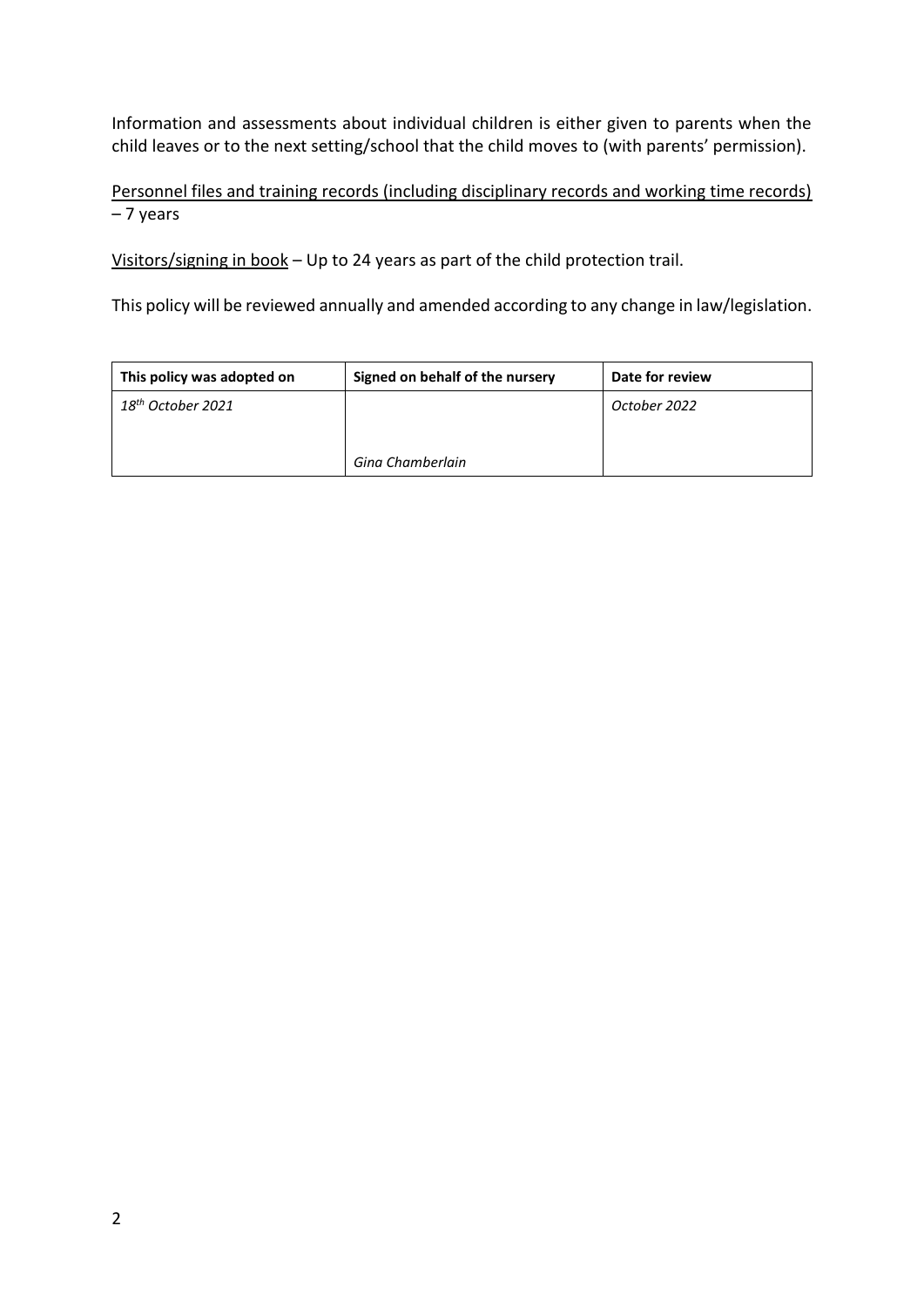Information and assessments about individual children is either given to parents when the child leaves or to the next setting/school that the child moves to (with parents' permission).

<u>Personnel files and training records (including disciplinary records and working time records)</u> – 7 years

<u>Visitors/signing in book</u> – Up to 24 years as part of the child protection trail.

This policy will be reviewed annually and amended according to any change in law/legislation.

| **This policy was adopted on** | **Signed on behalf of the nursery** | **Date for review** |
|---|---|---|
| *18th October 2021* | *Gina Chamberlain* | *October 2022* |